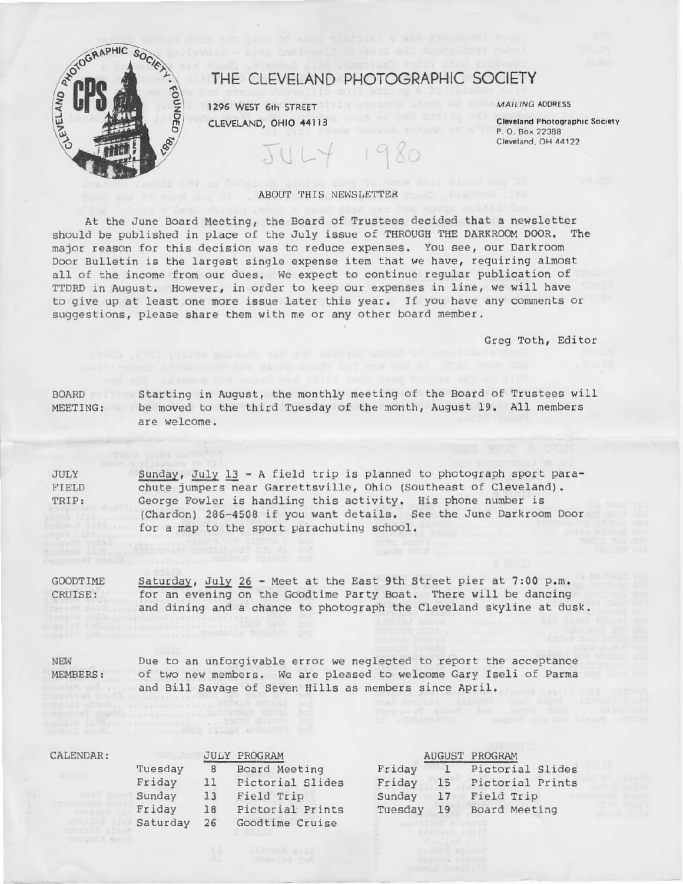# THE CLEVELAND PHOTOGRAPHIC SOCIETY

1296 WEST 6th STREET
CLEVELAND, OHIO 44113

*MAILING ADDRESS*
**Cleveland Photographic Society**
P. O. Box 22388
Cleveland, OH 44122

JULY 1980

## ABOUT THIS NEWSLETTER

At the June Board Meeting, the Board of Trustees decided that a newsletter should be published in place of the July issue of THROUGH THE DARKROOM DOOR. The major reason for this decision was to reduce expenses. You see, our Darkroom Door Bulletin is the largest single expense item that we have, requiring almost all of the income from our dues. We expect to continue regular publication of TTDRD in August. However, in order to keep our expenses in line, we will have to give up at least one more issue later this year. If you have any comments or suggestions, please share them with me or any other board member.

Greg Toth, Editor

**BOARD MEETING:** Starting in August, the monthly meeting of the Board of Trustees will be moved to the third Tuesday of the month, August 19. All members are welcome.

**JULY FIELD TRIP:** Sunday, July 13 - A field trip is planned to photograph sport parachute jumpers near Garrettsville, Ohio (Southeast of Cleveland). George Fowler is handling this activity. His phone number is (Chardon) 286-4508 if you want details. See the June Darkroom Door for a map to the sport parachuting school.

**GOODTIME CRUISE:** Saturday, July 26 - Meet at the East 9th Street pier at 7:00 p.m. for an evening on the Goodtime Party Boat. There will be dancing and dining and a chance to photograph the Cleveland skyline at dusk.

**NEW MEMBERS:** Due to an unforgivable error we neglected to report the acceptance of two new members. We are pleased to welcome Gary Iseli of Parma and Bill Savage of Seven Hills as members since April.

**CALENDAR:**

| JULY PROGRAM | | |
|---|---|---|
| Tuesday | 8 | Board Meeting |
| Friday | 11 | Pictorial Slides |
| Sunday | 13 | Field Trip |
| Friday | 18 | Pictorial Prints |
| Saturday | 26 | Goodtime Cruise |

| AUGUST PROGRAM | | |
|---|---|---|
| Friday | 1 | Pictorial Slides |
| Friday | 15 | Pictorial Prints |
| Sunday | 17 | Field Trip |
| Tuesday | 19 | Board Meeting |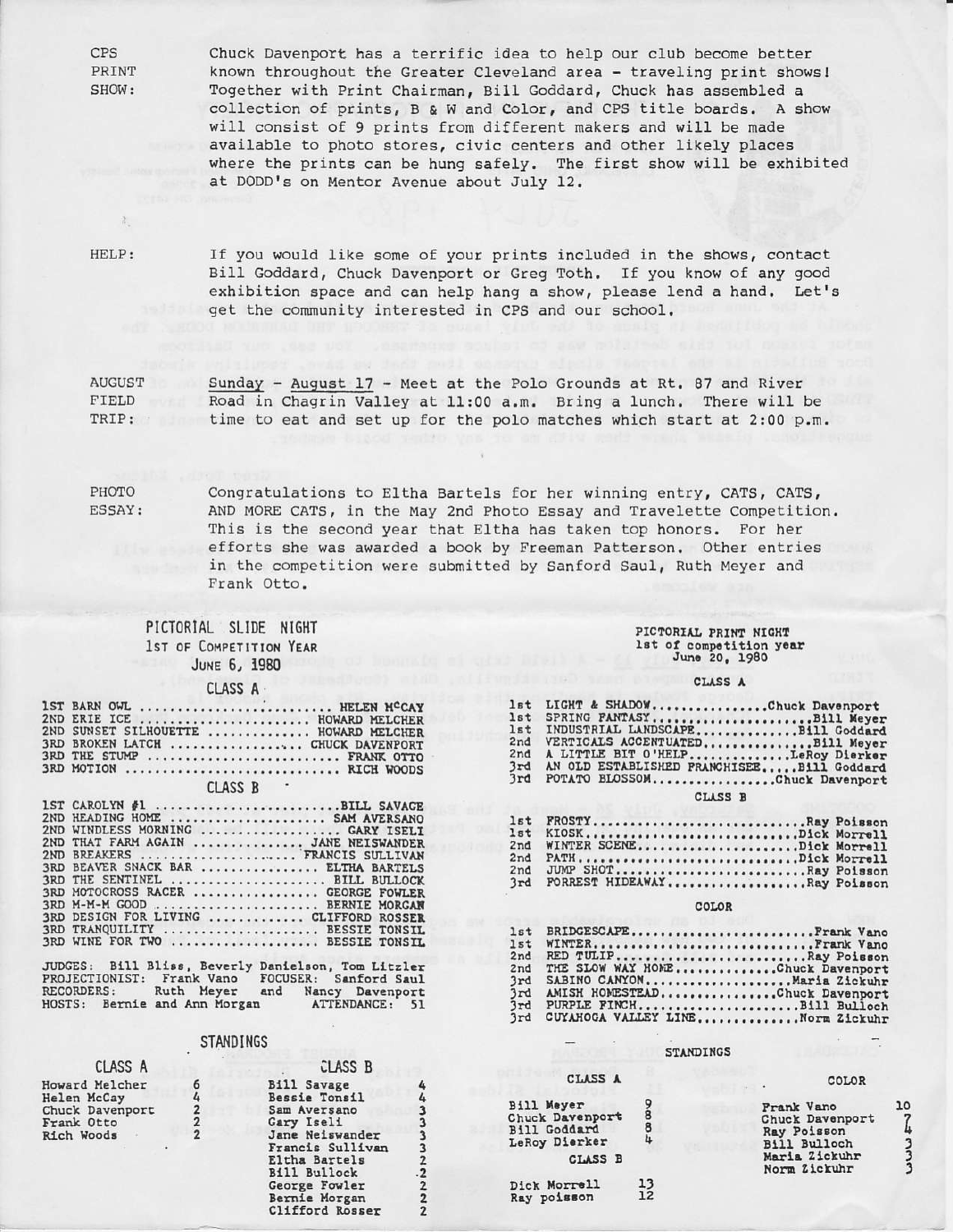**CPS PRINT SHOW:** Chuck Davenport has a terrific idea to help our club become better known throughout the Greater Cleveland area - traveling print shows! Together with Print Chairman, Bill Goddard, Chuck has assembled a collection of prints, B & W and Color, and CPS title boards. A show will consist of 9 prints from different makers and will be made available to photo stores, civic centers and other likely places where the prints can be hung safely. The first show will be exhibited at DODD's on Mentor Avenue about July 12.

**HELP:** If you would like some of your prints included in the shows, contact Bill Goddard, Chuck Davenport or Greg Toth. If you know of any good exhibition space and can help hang a show, please lend a hand. Let's get the community interested in CPS and our school.

**AUGUST FIELD TRIP:** Sunday - August 17 - Meet at the Polo Grounds at Rt. 87 and River Road in Chagrin Valley at 11:00 a.m. Bring a lunch. There will be time to eat and set up for the polo matches which start at 2:00 p.m.

**PHOTO ESSAY:** Congratulations to Eltha Bartels for her winning entry, CATS, CATS, AND MORE CATS, in the May 2nd Photo Essay and Travelette Competition. This is the second year that Eltha has taken top honors. For her efforts she was awarded a book by Freeman Patterson. Other entries in the competition were submitted by Sanford Saul, Ruth Meyer and Frank Otto.

## PICTORIAL SLIDE NIGHT
### 1st of Competition Year
### June 6, 1980

**CLASS A**

| | | |
|---|---|---|
| 1ST | BARN OWL | HELEN McCAY |
| 2ND | ERIE ICE | HOWARD MELCHER |
| 2ND | SUNSET SILHOUETTE | HOWARD MELCHER |
| 3RD | BROKEN LATCH | CHUCK DAVENPORT |
| 3RD | THE STUMP | FRANK OTTO |
| 3RD | MOTION | RICH WOODS |

**CLASS B**

| | | |
|---|---|---|
| 1ST | CAROLYN #1 | BILL SAVAGE |
| 2ND | HEADING HOME | SAM AVERSANO |
| 2ND | WINDLESS MORNING | GARY ISELI |
| 2ND | THAT FARM AGAIN | JANE NEISWANDER |
| 2ND | BREAKERS | FRANCIS SULLIVAN |
| 3RD | BEAVER SNACK BAR | ELTHA BARTELS |
| 3RD | THE SENTINEL | BILL BULLOCK |
| 3RD | MOTOCROSS RACER | GEORGE FOWLER |
| 3RD | M-M-M GOOD | BERNIE MORGAN |
| 3RD | DESIGN FOR LIVING | CLIFFORD ROSSER |
| 3RD | TRANQUILITY | BESSIE TONSIL |
| 3RD | WINE FOR TWO | BESSIE TONSIL |

JUDGES: Bill Bliss, Beverly Danielson, Tom Litzler
PROJECTIONIST: Frank Vano FOCUSER: Sanford Saul
RECORDERS: Ruth Meyer and Nancy Davenport
HOSTS: Bernie and Ann Morgan ATTENDANCE: 51

### STANDINGS

**CLASS A**

| | |
|---|---|
| Howard Melcher | 6 |
| Helen McCay | 4 |
| Chuck Davenport | 2 |
| Frank Otto | 2 |
| Rich Woods | 2 |

**CLASS B**

| | |
|---|---|
| Bill Savage | 4 |
| Bessie Tonsil | 4 |
| Sam Aversano | 3 |
| Gary Iseli | 3 |
| Jane Neiswander | 3 |
| Francis Sullivan | 3 |
| Eltha Bartels | 2 |
| Bill Bullock | 2 |
| George Fowler | 2 |
| Bernie Morgan | 2 |
| Clifford Rosser | 2 |

## PICTORIAL PRINT NIGHT
### 1st of competition year
### June 20, 1980

**CLASS A**

| | | |
|---|---|---|
| 1st | LIGHT & SHADOW | Chuck Davenport |
| 1st | SPRING FANTASY | Bill Meyer |
| 1st | INDUSTRIAL LANDSCAPE | Bill Goddard |
| 2nd | VERTICALS ACCENTUATED | Bill Meyer |
| 2nd | A LITTLE BIT O'HELP | LeRoy Dierker |
| 3rd | AN OLD ESTABLISHED FRANCHISEE | Bill Goddard |
| 3rd | POTATO BLOSSOM | Chuck Davenport |

**CLASS B**

| | | |
|---|---|---|
| 1st | FROSTY | Ray Poisson |
| 1st | KIOSK | Dick Morrell |
| 2nd | WINTER SCENE | Dick Morrell |
| 2nd | PATH | Dick Morrell |
| 2nd | JUMP SHOT | Ray Poisson |
| 3rd | FORREST HIDEAWAY | Ray Poisson |

**COLOR**

| | | |
|---|---|---|
| 1st | BRIDGESCAPE | Frank Vano |
| 1st | WINTER | Frank Vano |
| 2nd | RED TULIP | Ray Poisson |
| 2nd | THE SLOW WAY HOME | Chuck Davenport |
| 3rd | SABINO CANYON | Maria Zickuhr |
| 3rd | AMISH HOMESTEAD | Chuck Davenport |
| 3rd | PURPLE FINCH | Bill Bulloch |
| 3rd | CUYAHOGA VALLEY LINE | Norm Zickuhr |

### STANDINGS

**CLASS A**

| | |
|---|---|
| Bill Meyer | 9 |
| Chuck Davenport | 8 |
| Bill Goddard | 8 |
| LeRoy Dierker | 4 |

**CLASS B**

| | |
|---|---|
| Dick Morrell | 13 |
| Ray poisson | 12 |

**COLOR**

| | |
|---|---|
| Frank Vano | 10 |
| Chuck Davenport | 7 |
| Ray Poisson | 4 |
| Bill Bulloch | 3 |
| Maria Zickuhr | 3 |
| Norm Zickuhr | 3 |